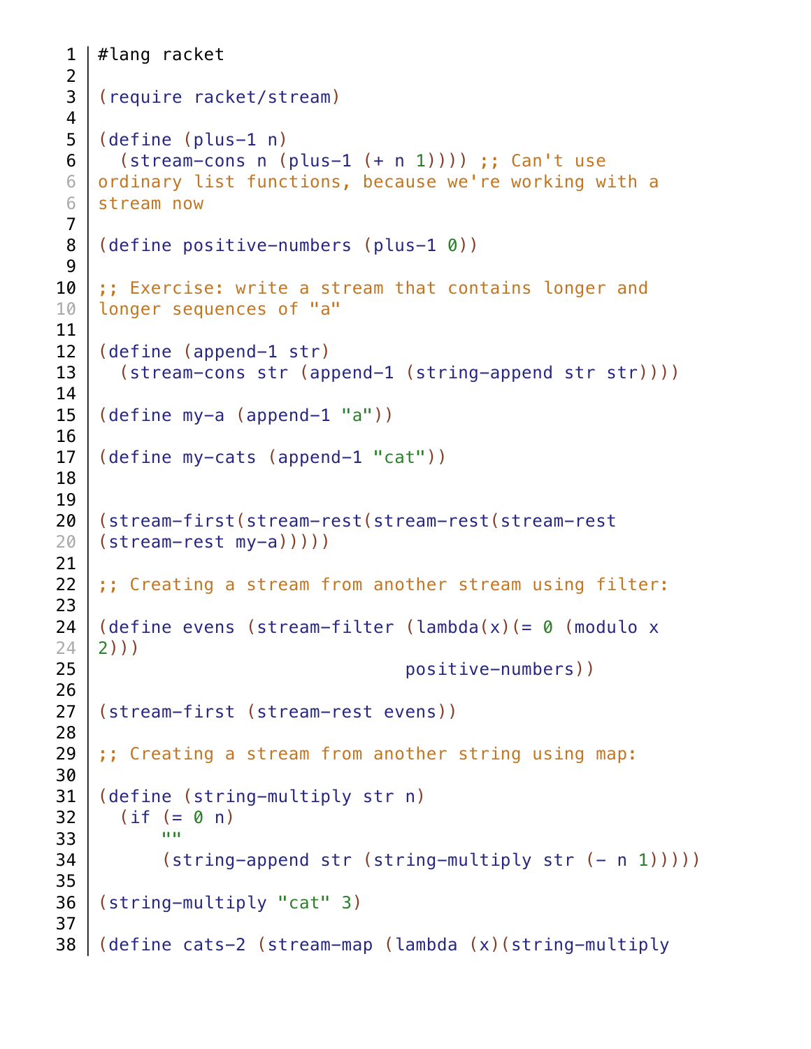```racket
#lang racket

(require racket/stream)

(define (plus-1 n)
  (stream-cons n (plus-1 (+ n 1)))) ;; Can't use ordinary list functions, because we're working with a stream now

(define positive-numbers (plus-1 0))

;; Exercise: write a stream that contains longer and longer sequences of "a"

(define (append-1 str)
  (stream-cons str (append-1 (string-append str str))))

(define my-a (append-1 "a"))

(define my-cats (append-1 "cat"))


(stream-first(stream-rest(stream-rest(stream-rest (stream-rest my-a)))))

;; Creating a stream from another stream using filter:

(define evens (stream-filter (lambda(x)(= 0 (modulo x 2)))
                             positive-numbers))

(stream-first (stream-rest evens))

;; Creating a stream from another string using map:

(define (string-multiply str n)
  (if (= 0 n)
      ""
      (string-append str (string-multiply str (- n 1)))))

(string-multiply "cat" 3)

(define cats-2 (stream-map (lambda (x)(string-multiply
```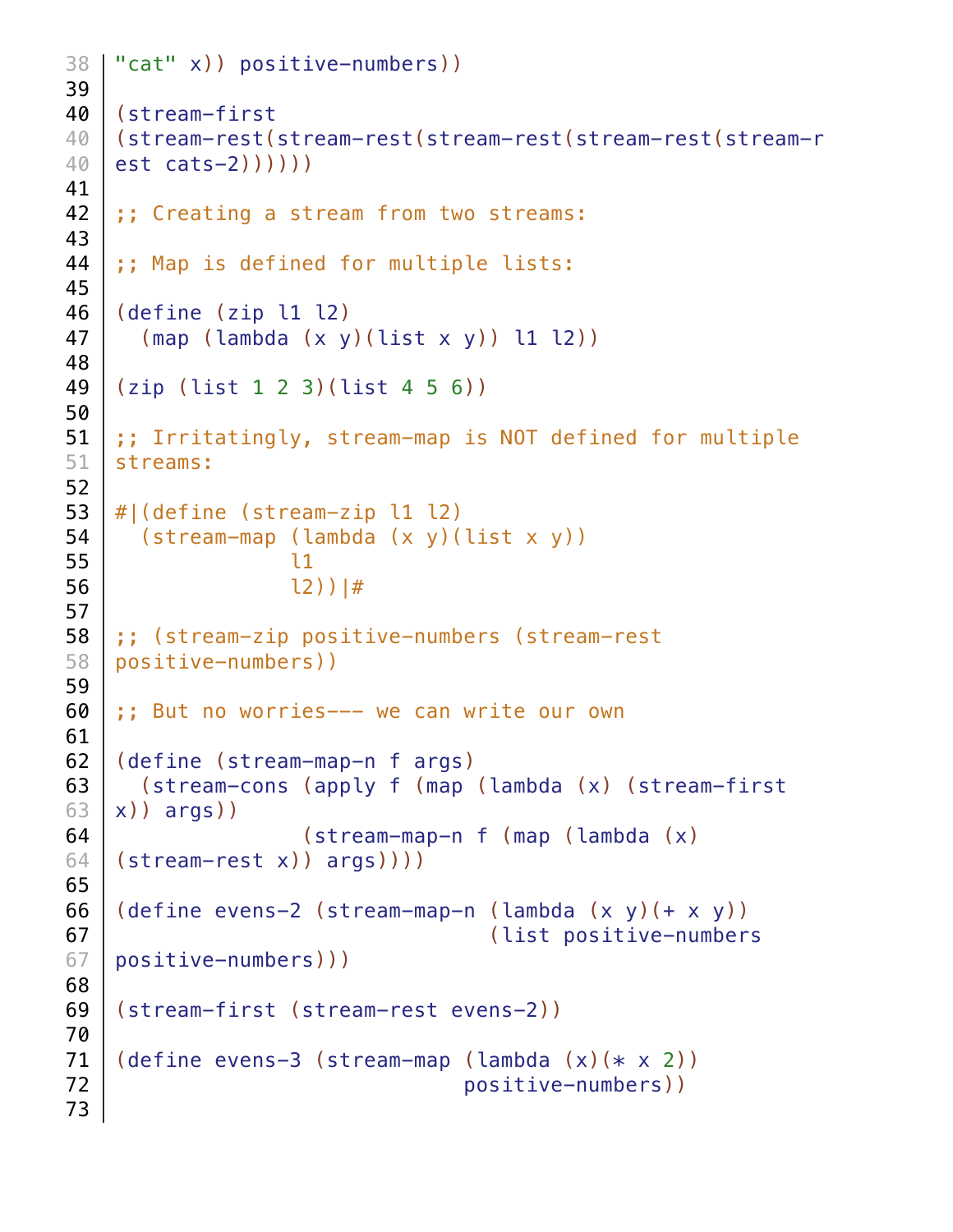```
"cat" x)) positive-numbers))

(stream-first
(stream-rest(stream-rest(stream-rest(stream-rest(stream-rest cats-2))))))

;; Creating a stream from two streams:

;; Map is defined for multiple lists:

(define (zip l1 l2)
  (map (lambda (x y)(list x y)) l1 l2))

(zip (list 1 2 3)(list 4 5 6))

;; Irritatingly, stream-map is NOT defined for multiple streams:

#|(define (stream-zip l1 l2)
  (stream-map (lambda (x y)(list x y))
              l1
              l2))|#

;; (stream-zip positive-numbers (stream-rest positive-numbers))

;; But no worries--- we can write our own

(define (stream-map-n f args)
  (stream-cons (apply f (map (lambda (x) (stream-first x)) args))
               (stream-map-n f (map (lambda (x) (stream-rest x)) args))))

(define evens-2 (stream-map-n (lambda (x y)(+ x y))
                              (list positive-numbers positive-numbers)))

(stream-first (stream-rest evens-2))

(define evens-3 (stream-map (lambda (x)(* x 2))
                            positive-numbers))
```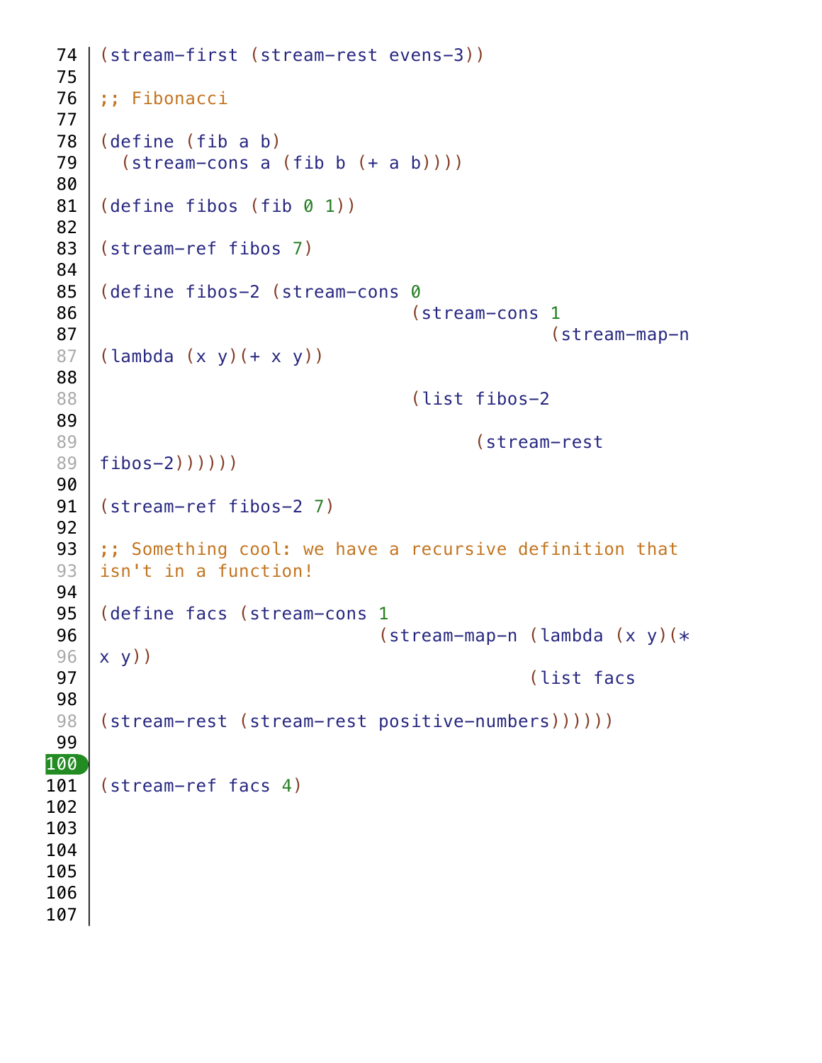```
(stream-first (stream-rest evens-3))

;; Fibonacci

(define (fib a b)
  (stream-cons a (fib b (+ a b))))

(define fibos (fib 0 1))

(stream-ref fibos 7)

(define fibos-2 (stream-cons 0
                             (stream-cons 1
                                          (stream-map-n
(lambda (x y)(+ x y))

                             (list fibos-2

                                   (stream-rest
fibos-2))))))

(stream-ref fibos-2 7)

;; Something cool: we have a recursive definition that
isn't in a function!

(define facs (stream-cons 1
                          (stream-map-n (lambda (x y)(*
x y))
                                        (list facs

(stream-rest (stream-rest positive-numbers))))))


(stream-ref facs 4)
```